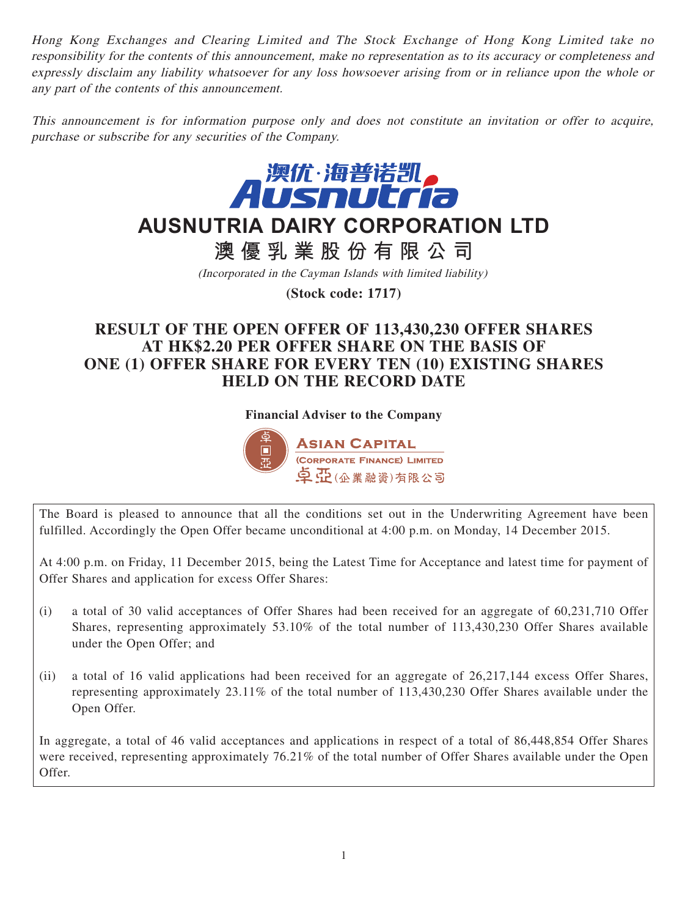*Hong Kong Exchanges and Clearing Limited and The Stock Exchange of Hong Kong Limited take no responsibility for the contents of this announcement, make no representation as to its accuracy or completeness and expressly disclaim any liability whatsoever for any loss howsoever arising from or in reliance upon the whole or any part of the contents of this announcement.*

*This announcement is for information purpose only and does not constitute an invitation or offer to acquire, purchase or subscribe for any securities of the Company.*

澳优·海普诺凯 Ausnutria

# AUSNUTRIA DAIRY CORPORATION LTD

# 澳優乳業股份有限公司

*(Incorporated in the Cayman Islands with limited liability)*

**(Stock code: 1717)**

## RESULT OF THE OPEN OFFER OF 113,430,230 OFFER SHARES AT HK$2.20 PER OFFER SHARE ON THE BASIS OF ONE (1) OFFER SHARE FOR EVERY TEN (10) EXISTING SHARES HELD ON THE RECORD DATE

**Financial Adviser to the Company**

ASIAN CAPITAL (CORPORATE FINANCE) LIMITED
卓亞(企業融資)有限公司

The Board is pleased to announce that all the conditions set out in the Underwriting Agreement have been fulfilled. Accordingly the Open Offer became unconditional at 4:00 p.m. on Monday, 14 December 2015.

At 4:00 p.m. on Friday, 11 December 2015, being the Latest Time for Acceptance and latest time for payment of Offer Shares and application for excess Offer Shares:

(i) a total of 30 valid acceptances of Offer Shares had been received for an aggregate of 60,231,710 Offer Shares, representing approximately 53.10% of the total number of 113,430,230 Offer Shares available under the Open Offer; and

(ii) a total of 16 valid applications had been received for an aggregate of 26,217,144 excess Offer Shares, representing approximately 23.11% of the total number of 113,430,230 Offer Shares available under the Open Offer.

In aggregate, a total of 46 valid acceptances and applications in respect of a total of 86,448,854 Offer Shares were received, representing approximately 76.21% of the total number of Offer Shares available under the Open Offer.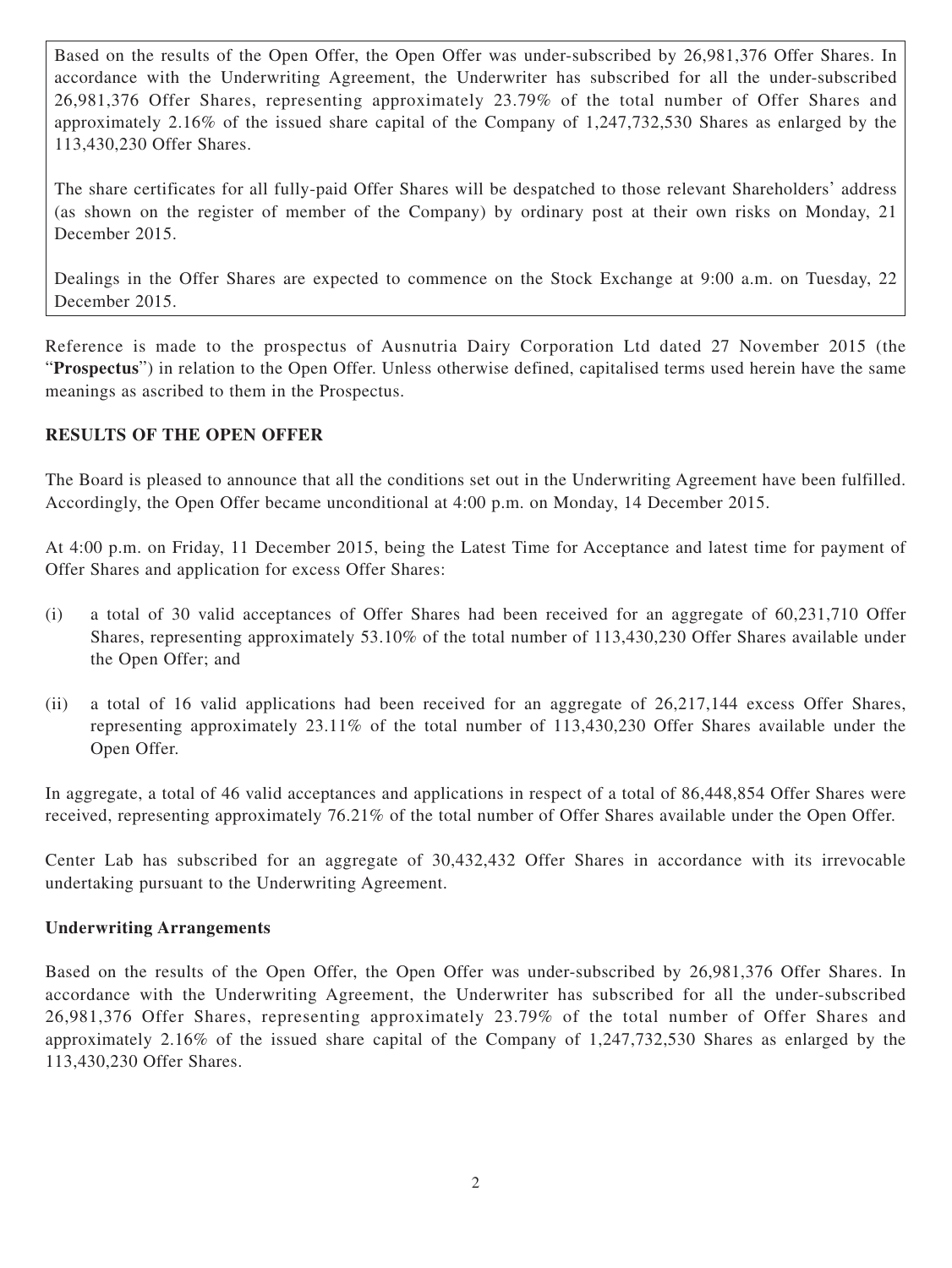Based on the results of the Open Offer, the Open Offer was under-subscribed by 26,981,376 Offer Shares. In accordance with the Underwriting Agreement, the Underwriter has subscribed for all the under-subscribed 26,981,376 Offer Shares, representing approximately 23.79% of the total number of Offer Shares and approximately 2.16% of the issued share capital of the Company of 1,247,732,530 Shares as enlarged by the 113,430,230 Offer Shares.

The share certificates for all fully-paid Offer Shares will be despatched to those relevant Shareholders' address (as shown on the register of member of the Company) by ordinary post at their own risks on Monday, 21 December 2015.

Dealings in the Offer Shares are expected to commence on the Stock Exchange at 9:00 a.m. on Tuesday, 22 December 2015.

Reference is made to the prospectus of Ausnutria Dairy Corporation Ltd dated 27 November 2015 (the "**Prospectus**") in relation to the Open Offer. Unless otherwise defined, capitalised terms used herein have the same meanings as ascribed to them in the Prospectus.

## RESULTS OF THE OPEN OFFER

The Board is pleased to announce that all the conditions set out in the Underwriting Agreement have been fulfilled. Accordingly, the Open Offer became unconditional at 4:00 p.m. on Monday, 14 December 2015.

At 4:00 p.m. on Friday, 11 December 2015, being the Latest Time for Acceptance and latest time for payment of Offer Shares and application for excess Offer Shares:

(i) a total of 30 valid acceptances of Offer Shares had been received for an aggregate of 60,231,710 Offer Shares, representing approximately 53.10% of the total number of 113,430,230 Offer Shares available under the Open Offer; and

(ii) a total of 16 valid applications had been received for an aggregate of 26,217,144 excess Offer Shares, representing approximately 23.11% of the total number of 113,430,230 Offer Shares available under the Open Offer.

In aggregate, a total of 46 valid acceptances and applications in respect of a total of 86,448,854 Offer Shares were received, representing approximately 76.21% of the total number of Offer Shares available under the Open Offer.

Center Lab has subscribed for an aggregate of 30,432,432 Offer Shares in accordance with its irrevocable undertaking pursuant to the Underwriting Agreement.

### Underwriting Arrangements

Based on the results of the Open Offer, the Open Offer was under-subscribed by 26,981,376 Offer Shares. In accordance with the Underwriting Agreement, the Underwriter has subscribed for all the under-subscribed 26,981,376 Offer Shares, representing approximately 23.79% of the total number of Offer Shares and approximately 2.16% of the issued share capital of the Company of 1,247,732,530 Shares as enlarged by the 113,430,230 Offer Shares.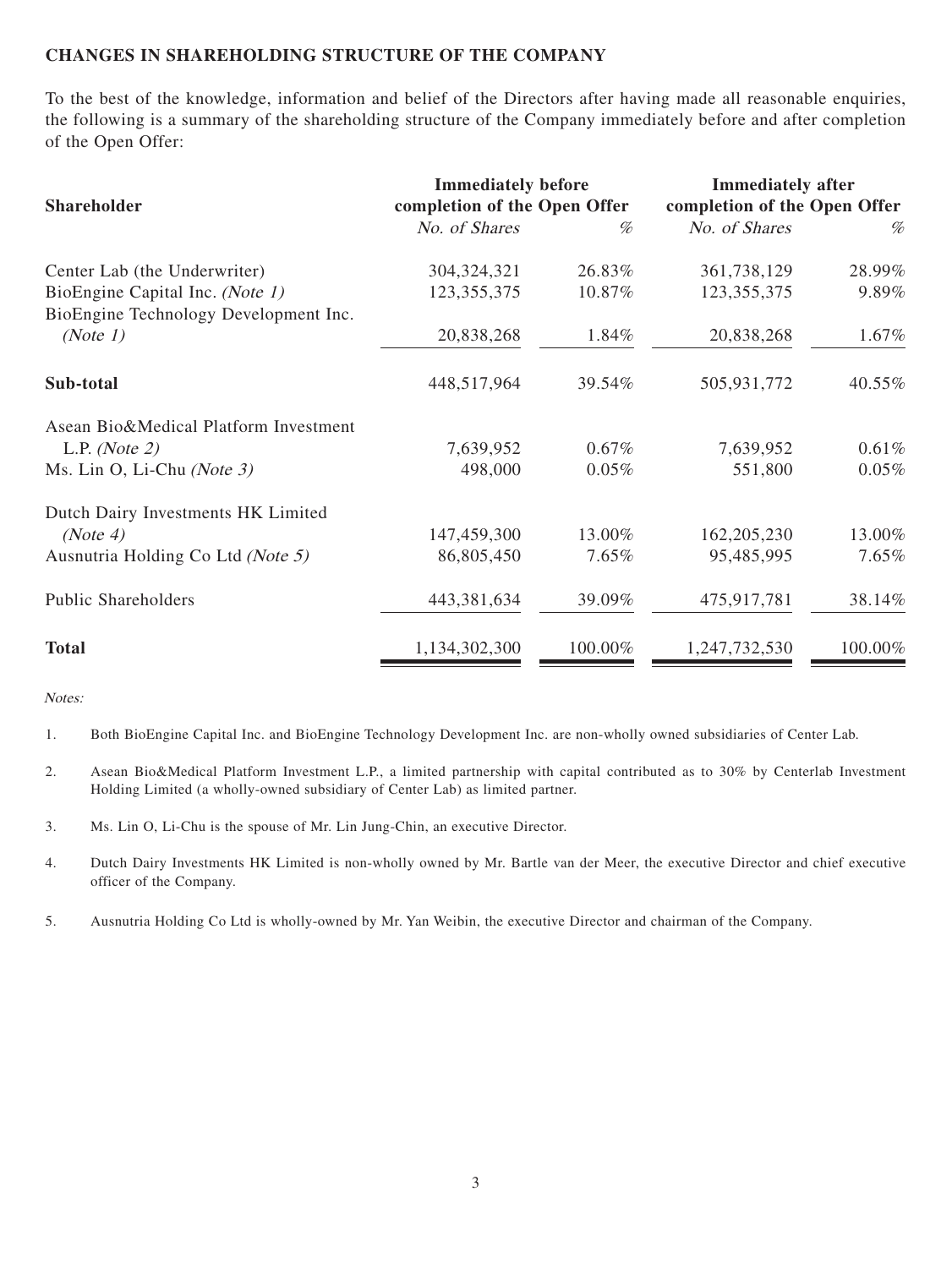**CHANGES IN SHAREHOLDING STRUCTURE OF THE COMPANY**

To the best of the knowledge, information and belief of the Directors after having made all reasonable enquiries, the following is a summary of the shareholding structure of the Company immediately before and after completion of the Open Offer:

| Shareholder | Immediately before completion of the Open Offer | | Immediately after completion of the Open Offer | |
|---|---|---|---|---|
| | *No. of Shares* | *%* | *No. of Shares* | *%* |
| Center Lab (the Underwriter) | 304,324,321 | 26.83% | 361,738,129 | 28.99% |
| BioEngine Capital Inc. *(Note 1)* | 123,355,375 | 10.87% | 123,355,375 | 9.89% |
| BioEngine Technology Development Inc. *(Note 1)* | 20,838,268 | 1.84% | 20,838,268 | 1.67% |
| **Sub-total** | 448,517,964 | 39.54% | 505,931,772 | 40.55% |
| Asean Bio&Medical Platform Investment L.P. *(Note 2)* | 7,639,952 | 0.67% | 7,639,952 | 0.61% |
| Ms. Lin O, Li-Chu *(Note 3)* | 498,000 | 0.05% | 551,800 | 0.05% |
| Dutch Dairy Investments HK Limited *(Note 4)* | 147,459,300 | 13.00% | 162,205,230 | 13.00% |
| Ausnutria Holding Co Ltd *(Note 5)* | 86,805,450 | 7.65% | 95,485,995 | 7.65% |
| Public Shareholders | 443,381,634 | 39.09% | 475,917,781 | 38.14% |
| **Total** | 1,134,302,300 | 100.00% | 1,247,732,530 | 100.00% |

*Notes:*

1. Both BioEngine Capital Inc. and BioEngine Technology Development Inc. are non-wholly owned subsidiaries of Center Lab.

2. Asean Bio&Medical Platform Investment L.P., a limited partnership with capital contributed as to 30% by Centerlab Investment Holding Limited (a wholly-owned subsidiary of Center Lab) as limited partner.

3. Ms. Lin O, Li-Chu is the spouse of Mr. Lin Jung-Chin, an executive Director.

4. Dutch Dairy Investments HK Limited is non-wholly owned by Mr. Bartle van der Meer, the executive Director and chief executive officer of the Company.

5. Ausnutria Holding Co Ltd is wholly-owned by Mr. Yan Weibin, the executive Director and chairman of the Company.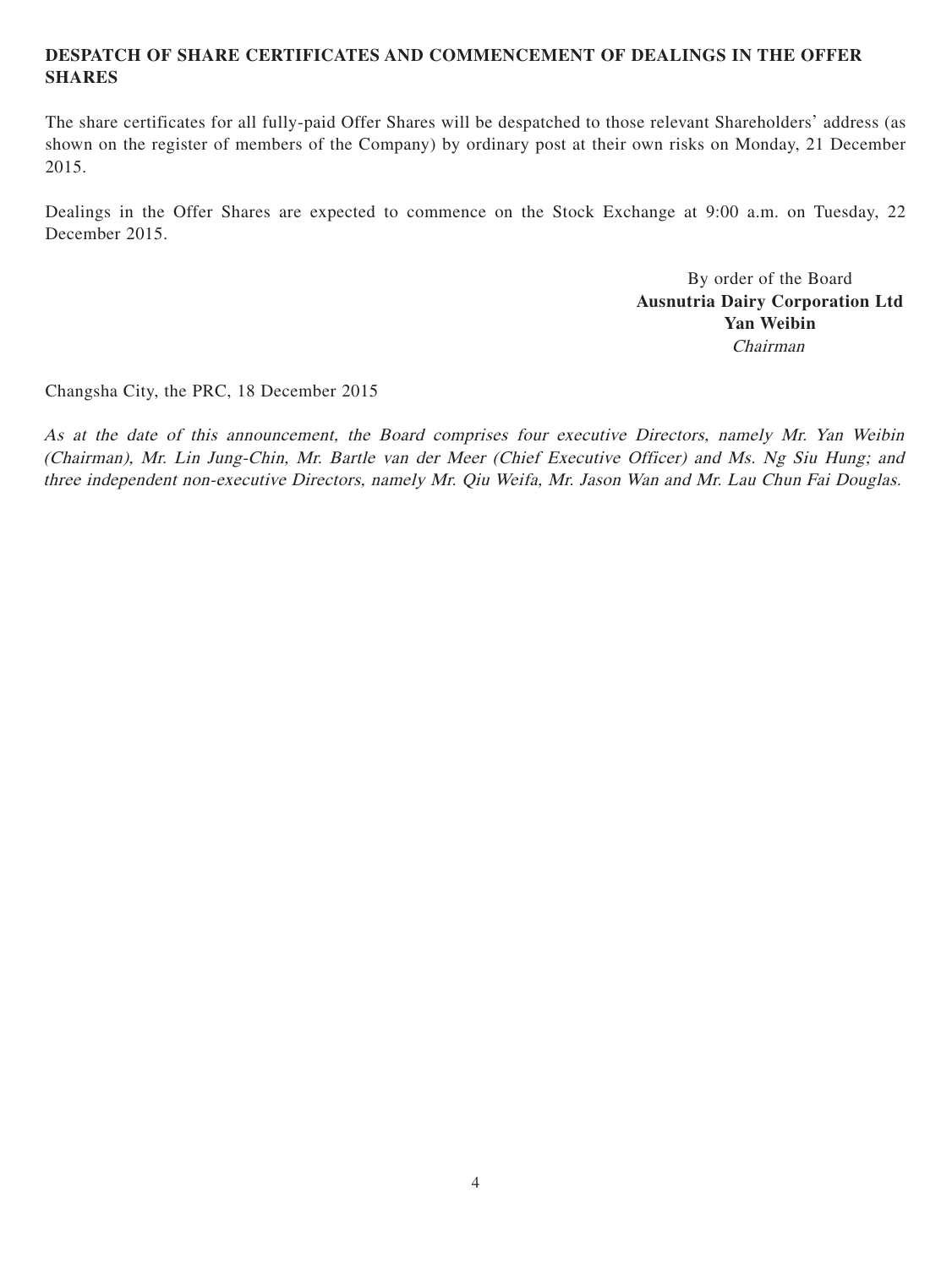**DESPATCH OF SHARE CERTIFICATES AND COMMENCEMENT OF DEALINGS IN THE OFFER SHARES**

The share certificates for all fully-paid Offer Shares will be despatched to those relevant Shareholders' address (as shown on the register of members of the Company) by ordinary post at their own risks on Monday, 21 December 2015.

Dealings in the Offer Shares are expected to commence on the Stock Exchange at 9:00 a.m. on Tuesday, 22 December 2015.

By order of the Board
**Ausnutria Dairy Corporation Ltd**
**Yan Weibin**
*Chairman*

Changsha City, the PRC, 18 December 2015

*As at the date of this announcement, the Board comprises four executive Directors, namely Mr. Yan Weibin (Chairman), Mr. Lin Jung-Chin, Mr. Bartle van der Meer (Chief Executive Officer) and Ms. Ng Siu Hung; and three independent non-executive Directors, namely Mr. Qiu Weifa, Mr. Jason Wan and Mr. Lau Chun Fai Douglas.*